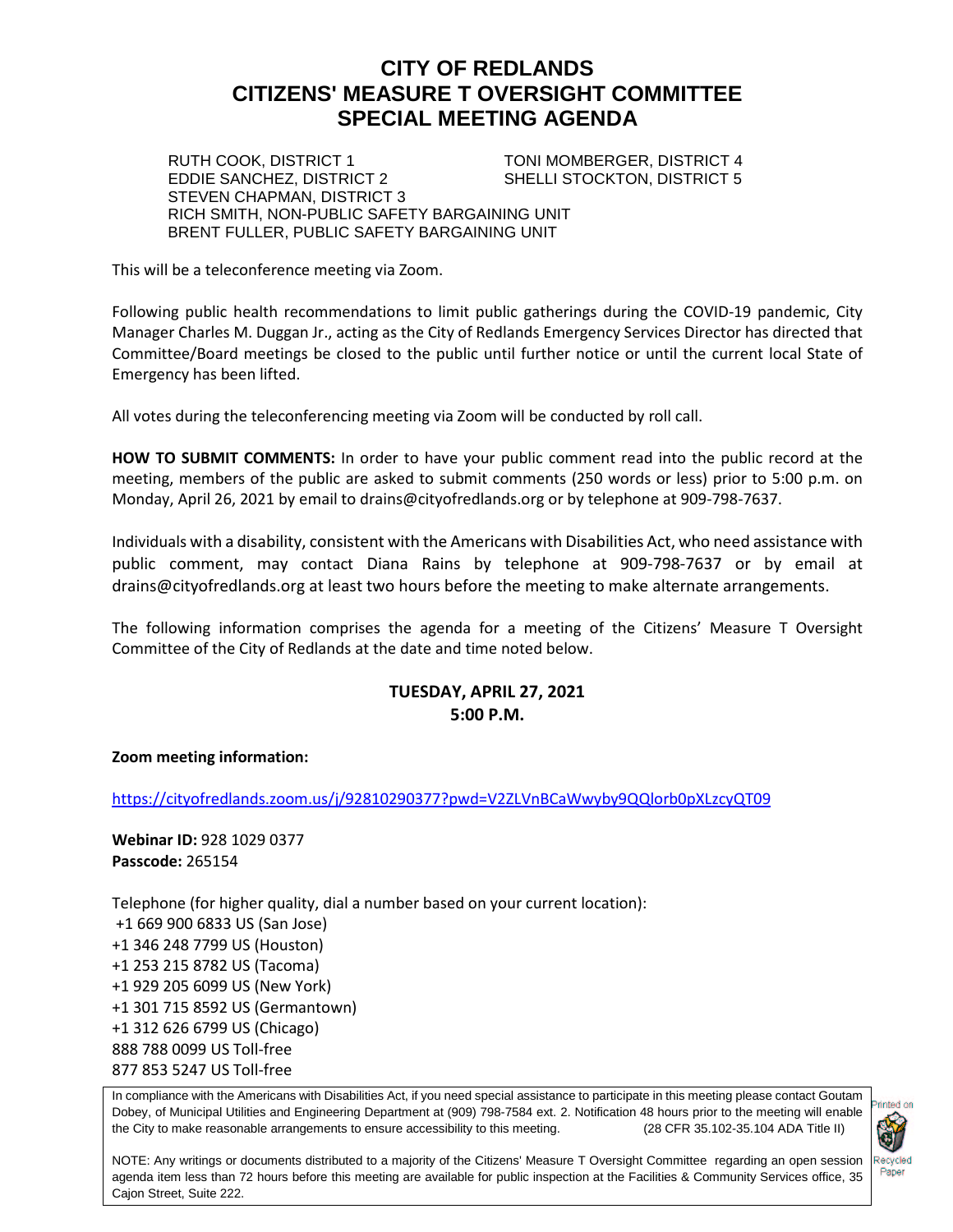# CITY OF REDLANDS
# CITIZENS' MEASURE T OVERSIGHT COMMITTEE
# SPECIAL MEETING AGENDA

RUTH COOK, DISTRICT 1
EDDIE SANCHEZ, DISTRICT 2
STEVEN CHAPMAN, DISTRICT 3
TONI MOMBERGER, DISTRICT 4
SHELLI STOCKTON, DISTRICT 5
RICH SMITH, NON-PUBLIC SAFETY BARGAINING UNIT
BRENT FULLER, PUBLIC SAFETY BARGAINING UNIT

This will be a teleconference meeting via Zoom.

Following public health recommendations to limit public gatherings during the COVID-19 pandemic, City Manager Charles M. Duggan Jr., acting as the City of Redlands Emergency Services Director has directed that Committee/Board meetings be closed to the public until further notice or until the current local State of Emergency has been lifted.

All votes during the teleconferencing meeting via Zoom will be conducted by roll call.

**HOW TO SUBMIT COMMENTS:** In order to have your public comment read into the public record at the meeting, members of the public are asked to submit comments (250 words or less) prior to 5:00 p.m. on Monday, April 26, 2021 by email to drains@cityofredlands.org or by telephone at 909-798-7637.

Individuals with a disability, consistent with the Americans with Disabilities Act, who need assistance with public comment, may contact Diana Rains by telephone at 909-798-7637 or by email at drains@cityofredlands.org at least two hours before the meeting to make alternate arrangements.

The following information comprises the agenda for a meeting of the Citizens' Measure T Oversight Committee of the City of Redlands at the date and time noted below.

**TUESDAY, APRIL 27, 2021**
**5:00 P.M.**

**Zoom meeting information:**

https://cityofredlands.zoom.us/j/92810290377?pwd=V2ZLVnBCaWwyby9QQlorb0pXLzcyQT09

**Webinar ID:** 928 1029 0377
**Passcode:** 265154

Telephone (for higher quality, dial a number based on your current location):
+1 669 900 6833 US (San Jose)
+1 346 248 7799 US (Houston)
+1 253 215 8782 US (Tacoma)
+1 929 205 6099 US (New York)
+1 301 715 8592 US (Germantown)
+1 312 626 6799 US (Chicago)
888 788 0099 US Toll-free
877 853 5247 US Toll-free

In compliance with the Americans with Disabilities Act, if you need special assistance to participate in this meeting please contact Goutam Dobey, of Municipal Utilities and Engineering Department at (909) 798-7584 ext. 2. Notification 48 hours prior to the meeting will enable the City to make reasonable arrangements to ensure accessibility to this meeting. (28 CFR 35.102-35.104 ADA Title II)

NOTE: Any writings or documents distributed to a majority of the Citizens' Measure T Oversight Committee regarding an open session agenda item less than 72 hours before this meeting are available for public inspection at the Facilities & Community Services office, 35 Cajon Street, Suite 222.

Printed on Recycled Paper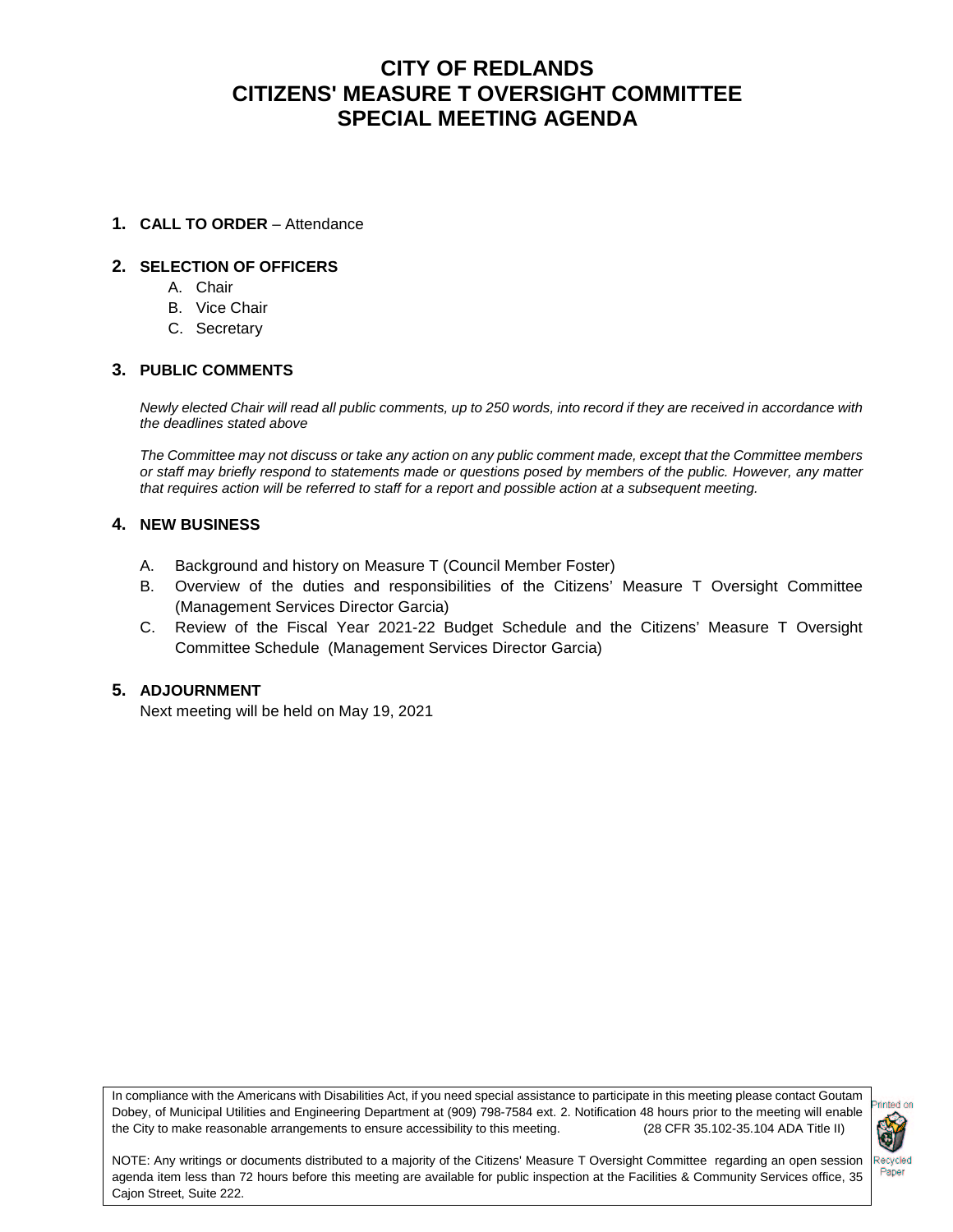# CITY OF REDLANDS
# CITIZENS' MEASURE T OVERSIGHT COMMITTEE
# SPECIAL MEETING AGENDA

**1. CALL TO ORDER** – Attendance

**2. SELECTION OF OFFICERS**

A. Chair
B. Vice Chair
C. Secretary

**3. PUBLIC COMMENTS**

*Newly elected Chair will read all public comments, up to 250 words, into record if they are received in accordance with the deadlines stated above*

*The Committee may not discuss or take any action on any public comment made, except that the Committee members or staff may briefly respond to statements made or questions posed by members of the public. However, any matter that requires action will be referred to staff for a report and possible action at a subsequent meeting.*

**4. NEW BUSINESS**

A. Background and history on Measure T (Council Member Foster)
B. Overview of the duties and responsibilities of the Citizens' Measure T Oversight Committee (Management Services Director Garcia)
C. Review of the Fiscal Year 2021-22 Budget Schedule and the Citizens' Measure T Oversight Committee Schedule (Management Services Director Garcia)

**5. ADJOURNMENT**

Next meeting will be held on May 19, 2021

In compliance with the Americans with Disabilities Act, if you need special assistance to participate in this meeting please contact Goutam Dobey, of Municipal Utilities and Engineering Department at (909) 798-7584 ext. 2. Notification 48 hours prior to the meeting will enable the City to make reasonable arrangements to ensure accessibility to this meeting. (28 CFR 35.102-35.104 ADA Title II)

NOTE: Any writings or documents distributed to a majority of the Citizens' Measure T Oversight Committee regarding an open session agenda item less than 72 hours before this meeting are available for public inspection at the Facilities & Community Services office, 35 Cajon Street, Suite 222.

Printed on Recycled Paper